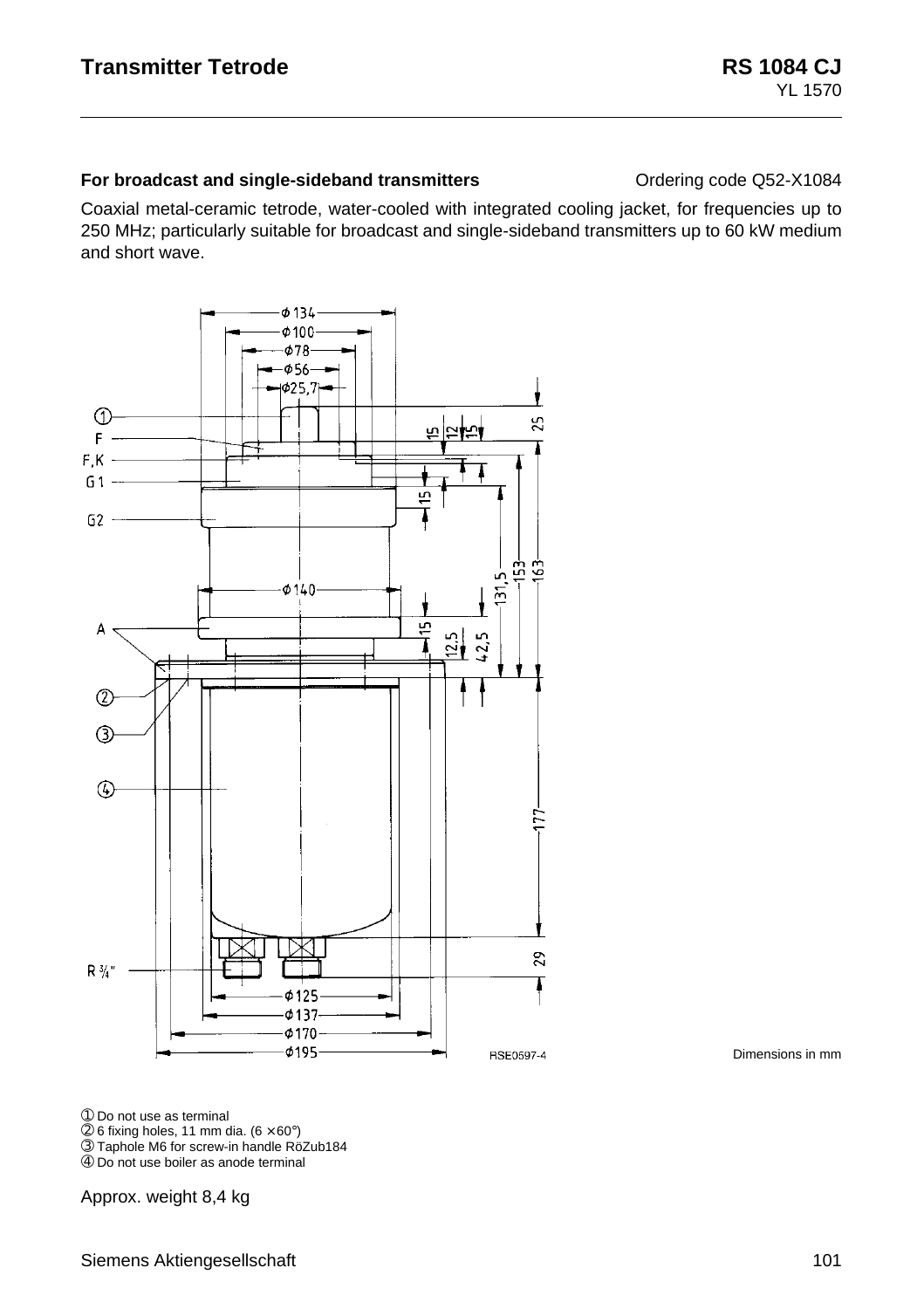# Transmitter Tetrode

**RS 1084 CJ**
YL 1570

**For broadcast and single-sideband transmitters** Ordering code Q52-X1084

Coaxial metal-ceramic tetrode, water-cooled with integrated cooling jacket, for frequencies up to 250 MHz; particularly suitable for broadcast and single-sideband transmitters up to 60 kW medium and short wave.

Dimensions in mm

① Do not use as terminal
② 6 fixing holes, 11 mm dia. (6 × 60°)
③ Taphole M6 for screw-in handle RöZub184
④ Do not use boiler as anode terminal

Approx. weight 8,4 kg

Siemens Aktiengesellschaft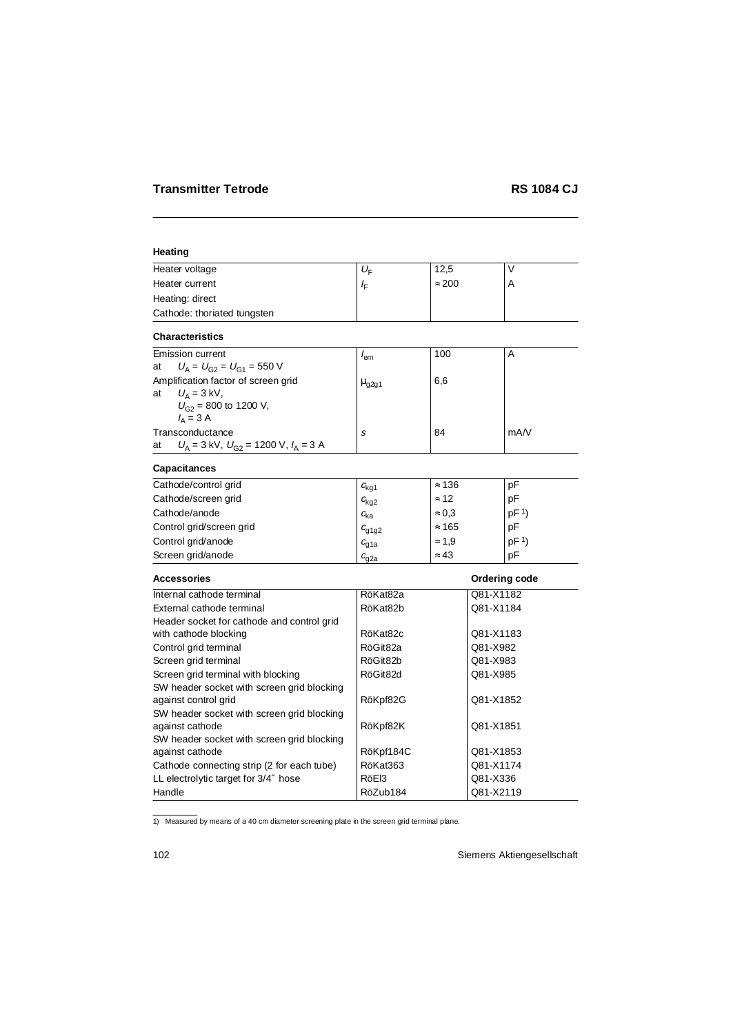## Transmitter Tetrode — RS 1084 CJ

### Heating

| | | | |
|---|---|---|---|
| Heater voltage | $U_F$ | 12,5 | V |
| Heater current | $I_F$ | ≈ 200 | A |
| Heating: direct | | | |
| Cathode: thoriated tungsten | | | |

### Characteristics

| | | | |
|---|---|---|---|
| Emission current<br>at $U_A = U_{G2} = U_{G1} = 550$ V | $I_{em}$ | 100 | A |
| Amplification factor of screen grid<br>at $U_A = 3$ kV,<br>$U_{G2} = 800$ to 1200 V,<br>$I_A = 3$ A | $\mu_{g2g1}$ | 6,6 | |
| Transconductance<br>at $U_A = 3$ kV, $U_{G2} = 1200$ V, $I_A = 3$ A | $S$ | 84 | mA/V |

### Capacitances

| | | | |
|---|---|---|---|
| Cathode/control grid | $c_{kg1}$ | ≈ 136 | pF |
| Cathode/screen grid | $c_{kg2}$ | ≈ 12 | pF |
| Cathode/anode | $c_{ka}$ | ≈ 0,3 | pF [1] |
| Control grid/screen grid | $c_{g1g2}$ | ≈ 165 | pF |
| Control grid/anode | $c_{g1a}$ | ≈ 1,9 | pF [1] |
| Screen grid/anode | $c_{g2a}$ | ≈ 43 | pF |

### Accessories

| Accessories | | Ordering code |
|---|---|---|
| Internal cathode terminal | RöKat82a | Q81-X1182 |
| External cathode terminal | RöKat82b | Q81-X1184 |
| Header socket for cathode and control grid with cathode blocking | RöKat82c | Q81-X1183 |
| Control grid terminal | RöGit82a | Q81-X982 |
| Screen grid terminal | RöGit82b | Q81-X983 |
| Screen grid terminal with blocking | RöGit82d | Q81-X985 |
| SW header socket with screen grid blocking against control grid | RöKpf82G | Q81-X1852 |
| SW header socket with screen grid blocking against cathode | RöKpf82K | Q81-X1851 |
| SW header socket with screen grid blocking against cathode | RöKpf184C | Q81-X1853 |
| Cathode connecting strip (2 for each tube) | RöKat363 | Q81-X1174 |
| LL electrolytic target for 3/4″ hose | RöEl3 | Q81-X336 |
| Handle | RöZub184 | Q81-X2119 |

1) Measured by means of a 40 cm diameter screening plate in the screen grid terminal plane.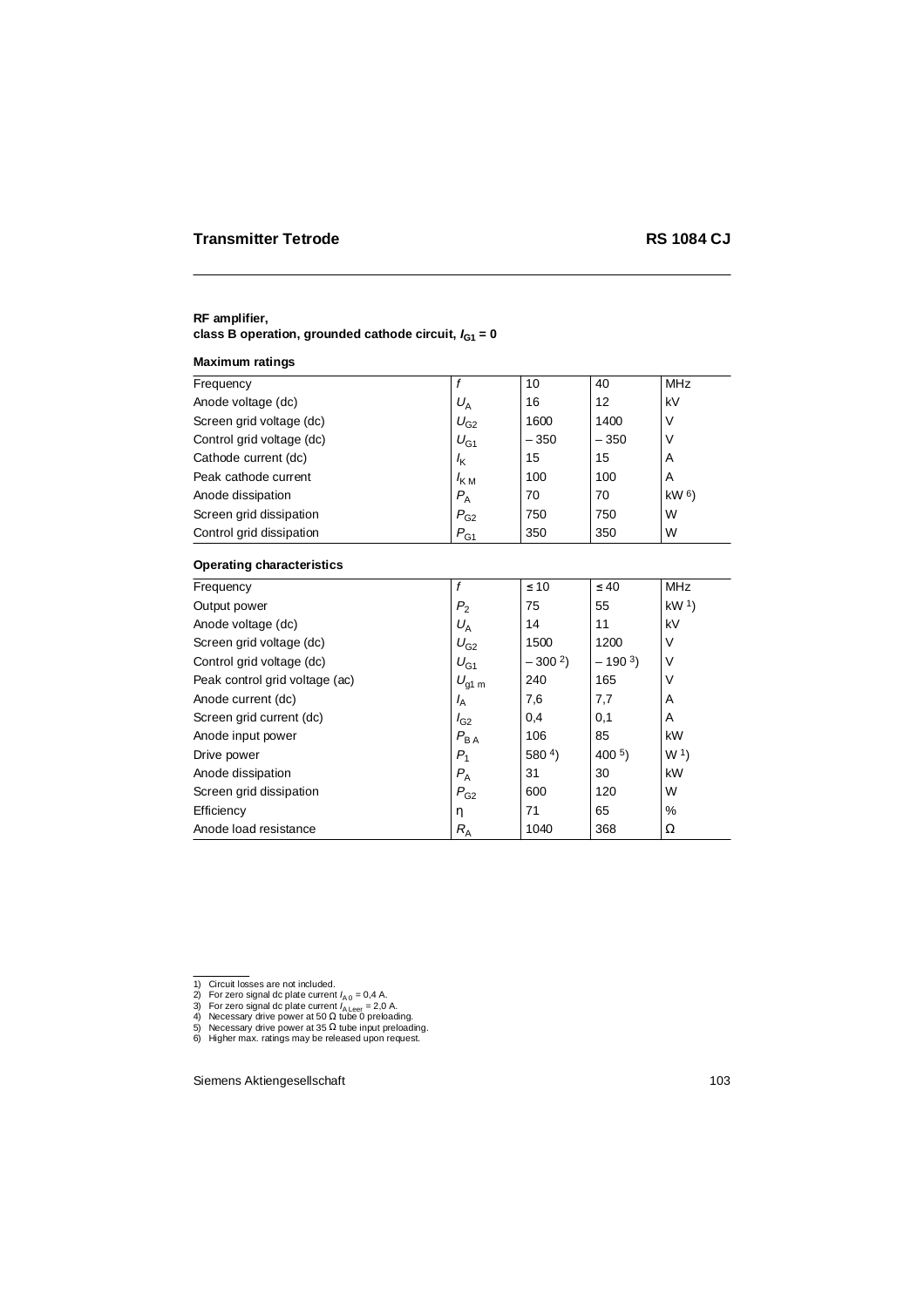## Transmitter Tetrode RS 1084 CJ

**RF amplifier,**
**class B operation, grounded cathode circuit, $I_{G1}$ = 0**

**Maximum ratings**

| Frequency | $f$ | 10 | 40 | MHz |
|---|---|---|---|---|
| Anode voltage (dc) | $U_A$ | 16 | 12 | kV |
| Screen grid voltage (dc) | $U_{G2}$ | 1600 | 1400 | V |
| Control grid voltage (dc) | $U_{G1}$ | – 350 | – 350 | V |
| Cathode current (dc) | $I_K$ | 15 | 15 | A |
| Peak cathode current | $I_{KM}$ | 100 | 100 | A |
| Anode dissipation | $P_A$ | 70 | 70 | kW [6]) |
| Screen grid dissipation | $P_{G2}$ | 750 | 750 | W |
| Control grid dissipation | $P_{G1}$ | 350 | 350 | W |

**Operating characteristics**

| Frequency | $f$ | ≤ 10 | ≤ 40 | MHz |
|---|---|---|---|---|
| Output power | $P_2$ | 75 | 55 | kW [1]) |
| Anode voltage (dc) | $U_A$ | 14 | 11 | kV |
| Screen grid voltage (dc) | $U_{G2}$ | 1500 | 1200 | V |
| Control grid voltage (dc) | $U_{G1}$ | – 300 [2]) | – 190 [3]) | V |
| Peak control grid voltage (ac) | $U_{g1\,m}$ | 240 | 165 | V |
| Anode current (dc) | $I_A$ | 7,6 | 7,7 | A |
| Screen grid current (dc) | $I_{G2}$ | 0,4 | 0,1 | A |
| Anode input power | $P_{BA}$ | 106 | 85 | kW |
| Drive power | $P_1$ | 580 [4]) | 400 [5]) | W [1]) |
| Anode dissipation | $P_A$ | 31 | 30 | kW |
| Screen grid dissipation | $P_{G2}$ | 600 | 120 | W |
| Efficiency | η | 71 | 65 | % |
| Anode load resistance | $R_A$ | 1040 | 368 | Ω |

1) Circuit losses are not included.
2) For zero signal dc plate current $I_{A0}$ = 0,4 A.
3) For zero signal dc plate current $I_{A\,Leer}$ = 2,0 A.
4) Necessary drive power at 50 Ω tube 0 preloading.
5) Necessary drive power at 35 Ω tube input preloading.
6) Higher max. ratings may be released upon request.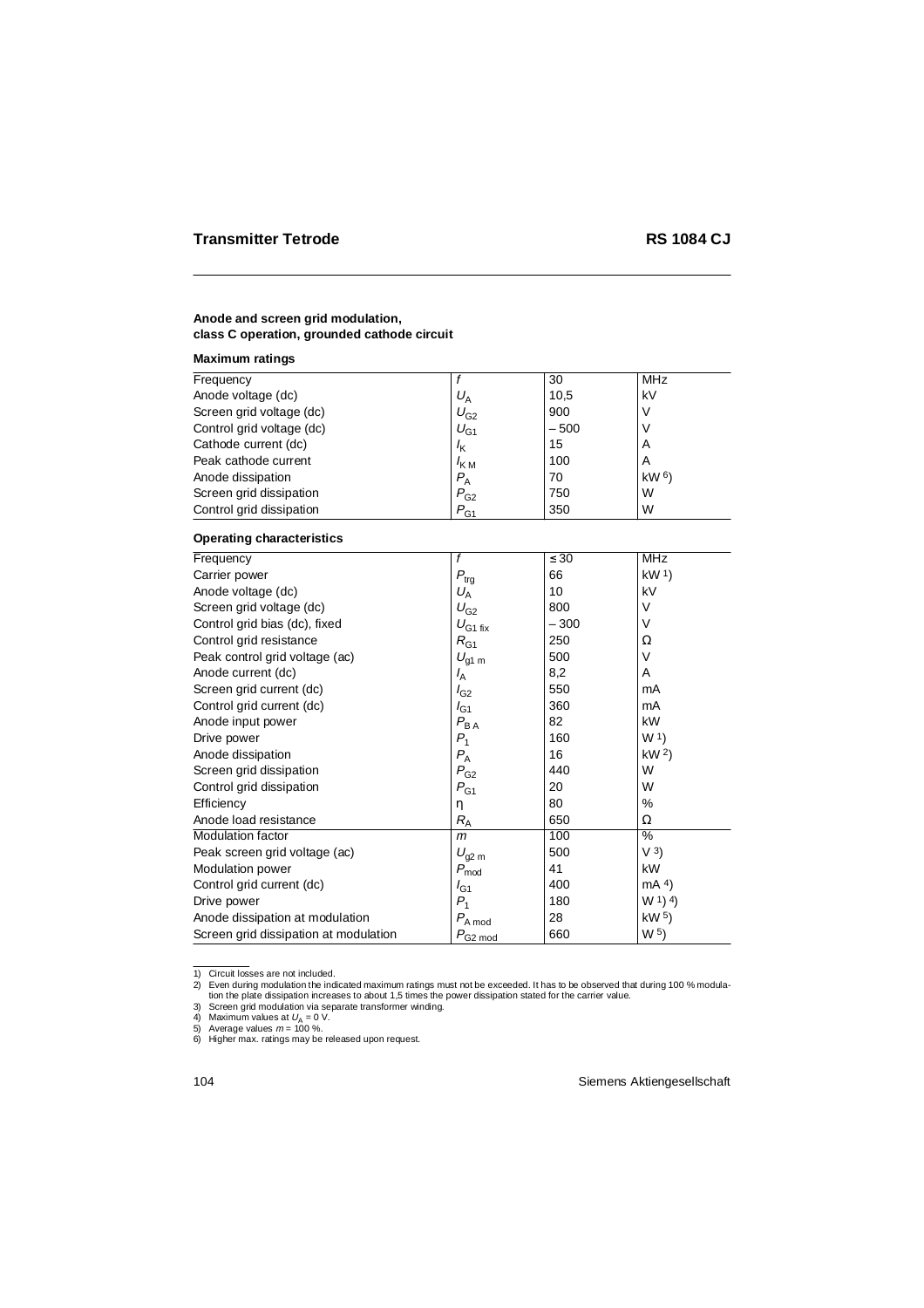## Transmitter Tetrode RS 1084 CJ

**Anode and screen grid modulation, class C operation, grounded cathode circuit**

**Maximum ratings**

| | | | |
|---|---|---|---|
| Frequency | $f$ | 30 | MHz |
| Anode voltage (dc) | $U_A$ | 10,5 | kV |
| Screen grid voltage (dc) | $U_{G2}$ | 900 | V |
| Control grid voltage (dc) | $U_{G1}$ | – 500 | V |
| Cathode current (dc) | $I_K$ | 15 | A |
| Peak cathode current | $I_{KM}$ | 100 | A |
| Anode dissipation | $P_A$ | 70 | kW [6] |
| Screen grid dissipation | $P_{G2}$ | 750 | W |
| Control grid dissipation | $P_{G1}$ | 350 | W |

**Operating characteristics**

| | | | |
|---|---|---|---|
| Frequency | $f$ | ≤ 30 | MHz |
| Carrier power | $P_{trg}$ | 66 | kW [1] |
| Anode voltage (dc) | $U_A$ | 10 | kV |
| Screen grid voltage (dc) | $U_{G2}$ | 800 | V |
| Control grid bias (dc), fixed | $U_{G1\,fix}$ | – 300 | V |
| Control grid resistance | $R_{G1}$ | 250 | Ω |
| Peak control grid voltage (ac) | $U_{g1\,m}$ | 500 | V |
| Anode current (dc) | $I_A$ | 8,2 | A |
| Screen grid current (dc) | $I_{G2}$ | 550 | mA |
| Control grid current (dc) | $I_{G1}$ | 360 | mA |
| Anode input power | $P_{BA}$ | 82 | kW |
| Drive power | $P_1$ | 160 | W [1] |
| Anode dissipation | $P_A$ | 16 | kW [2] |
| Screen grid dissipation | $P_{G2}$ | 440 | W |
| Control grid dissipation | $P_{G1}$ | 20 | W |
| Efficiency | η | 80 | % |
| Anode load resistance | $R_A$ | 650 | Ω |
| Modulation factor | $m$ | 100 | % |
| Peak screen grid voltage (ac) | $U_{g2\,m}$ | 500 | V [3] |
| Modulation power | $P_{mod}$ | 41 | kW |
| Control grid current (dc) | $I_{G1}$ | 400 | mA [4] |
| Drive power | $P_1$ | 180 | W [1] [4] |
| Anode dissipation at modulation | $P_{A\,mod}$ | 28 | kW [5] |
| Screen grid dissipation at modulation | $P_{G2\,mod}$ | 660 | W [5] |

1) Circuit losses are not included.
2) Even during modulation the indicated maximum ratings must not be exceeded. It has to be observed that during 100 % modulation the plate dissipation increases to about 1,5 times the power dissipation stated for the carrier value.
3) Screen grid modulation via separate transformer winding.
4) Maximum values at $U_A = 0$ V.
5) Average values $m = 100$ %.
6) Higher max. ratings may be released upon request.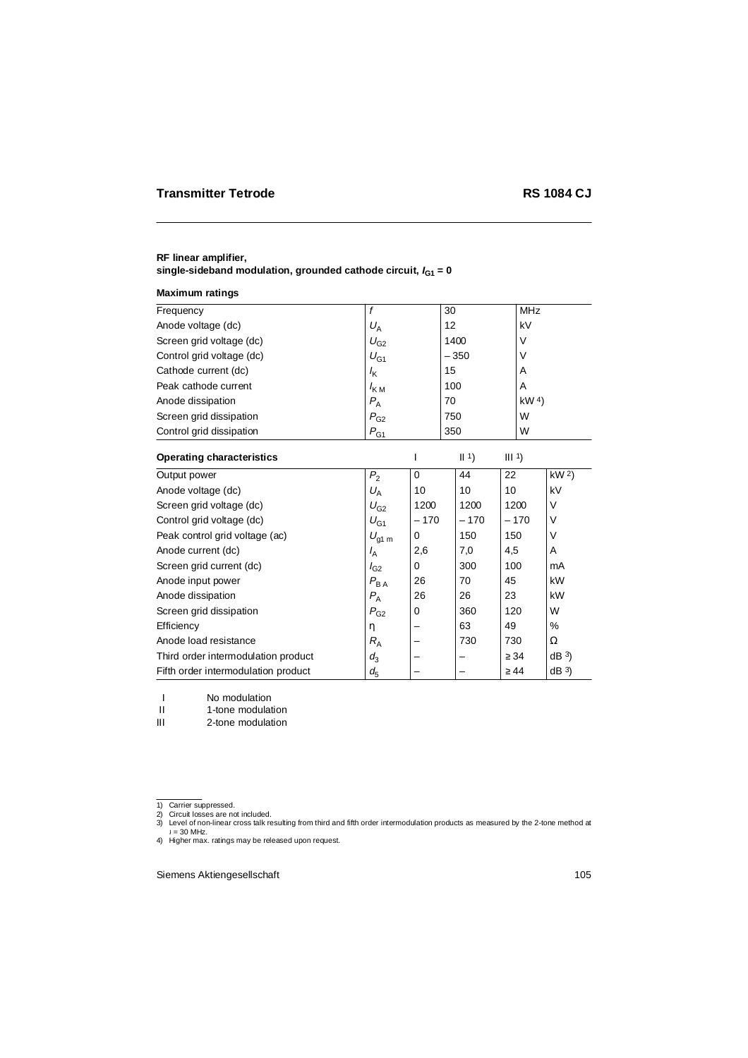## RF linear amplifier, single-sideband modulation, grounded cathode circuit, $I_{G1}$ = 0

**Maximum ratings**

| Frequency | $f$ | 30 | MHz |
|---|---|---|---|
| Anode voltage (dc) | $U_A$ | 12 | kV |
| Screen grid voltage (dc) | $U_{G2}$ | 1400 | V |
| Control grid voltage (dc) | $U_{G1}$ | – 350 | V |
| Cathode current (dc) | $I_K$ | 15 | A |
| Peak cathode current | $I_{KM}$ | 100 | A |
| Anode dissipation | $P_A$ | 70 | kW [4] |
| Screen grid dissipation | $P_{G2}$ | 750 | W |
| Control grid dissipation | $P_{G1}$ | 350 | W |

| **Operating characteristics** | | I | II [1] | III [1] | |
|---|---|---|---|---|---|
| Output power | $P_2$ | 0 | 44 | 22 | kW [2] |
| Anode voltage (dc) | $U_A$ | 10 | 10 | 10 | kV |
| Screen grid voltage (dc) | $U_{G2}$ | 1200 | 1200 | 1200 | V |
| Control grid voltage (dc) | $U_{G1}$ | – 170 | – 170 | – 170 | V |
| Peak control grid voltage (ac) | $U_{g1\,m}$ | 0 | 150 | 150 | V |
| Anode current (dc) | $I_A$ | 2,6 | 7,0 | 4,5 | A |
| Screen grid current (dc) | $I_{G2}$ | 0 | 300 | 100 | mA |
| Anode input power | $P_{BA}$ | 26 | 70 | 45 | kW |
| Anode dissipation | $P_A$ | 26 | 26 | 23 | kW |
| Screen grid dissipation | $P_{G2}$ | 0 | 360 | 120 | W |
| Efficiency | η | – | 63 | 49 | % |
| Anode load resistance | $R_A$ | – | 730 | 730 | Ω |
| Third order intermodulation product | $d_3$ | – | – | ≥ 34 | dB [3] |
| Fifth order intermodulation product | $d_5$ | – | – | ≥ 44 | dB [3] |

I No modulation
II 1-tone modulation
III 2-tone modulation

1) Carrier suppressed.
2) Circuit losses are not included.
3) Level of non-linear cross talk resulting from third and fifth order intermodulation products as measured by the 2-tone method at $f$ = 30 MHz.
4) Higher max. ratings may be released upon request.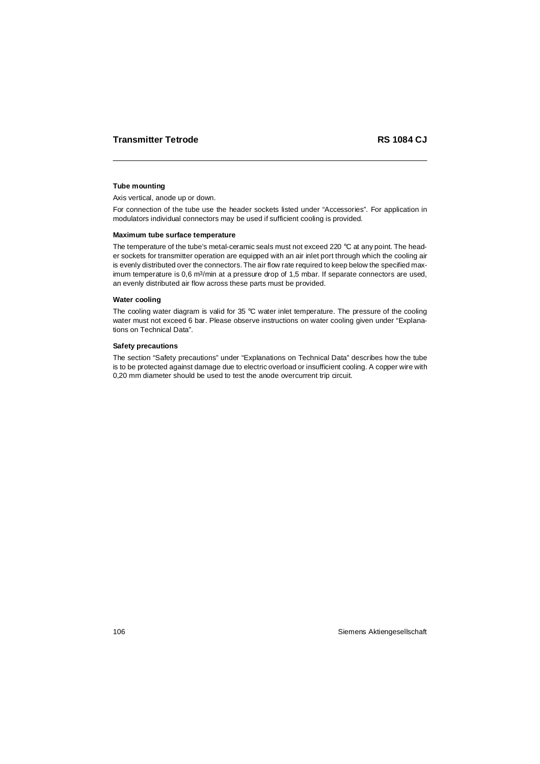#### Tube mounting

Axis vertical, anode up or down.

For connection of the tube use the header sockets listed under “Accessories”. For application in modulators individual connectors may be used if sufficient cooling is provided.

#### Maximum tube surface temperature

The temperature of the tube’s metal-ceramic seals must not exceed 220 °C at any point. The header sockets for transmitter operation are equipped with an air inlet port through which the cooling air is evenly distributed over the connectors. The air flow rate required to keep below the specified maximum temperature is 0,6 $m^3$/min at a pressure drop of 1,5 mbar. If separate connectors are used, an evenly distributed air flow across these parts must be provided.

#### Water cooling

The cooling water diagram is valid for 35 °C water inlet temperature. The pressure of the cooling water must not exceed 6 bar. Please observe instructions on water cooling given under “Explanations on Technical Data”.

#### Safety precautions

The section “Safety precautions” under “Explanations on Technical Data” describes how the tube is to be protected against damage due to electric overload or insufficient cooling. A copper wire with 0,20 mm diameter should be used to test the anode overcurrent trip circuit.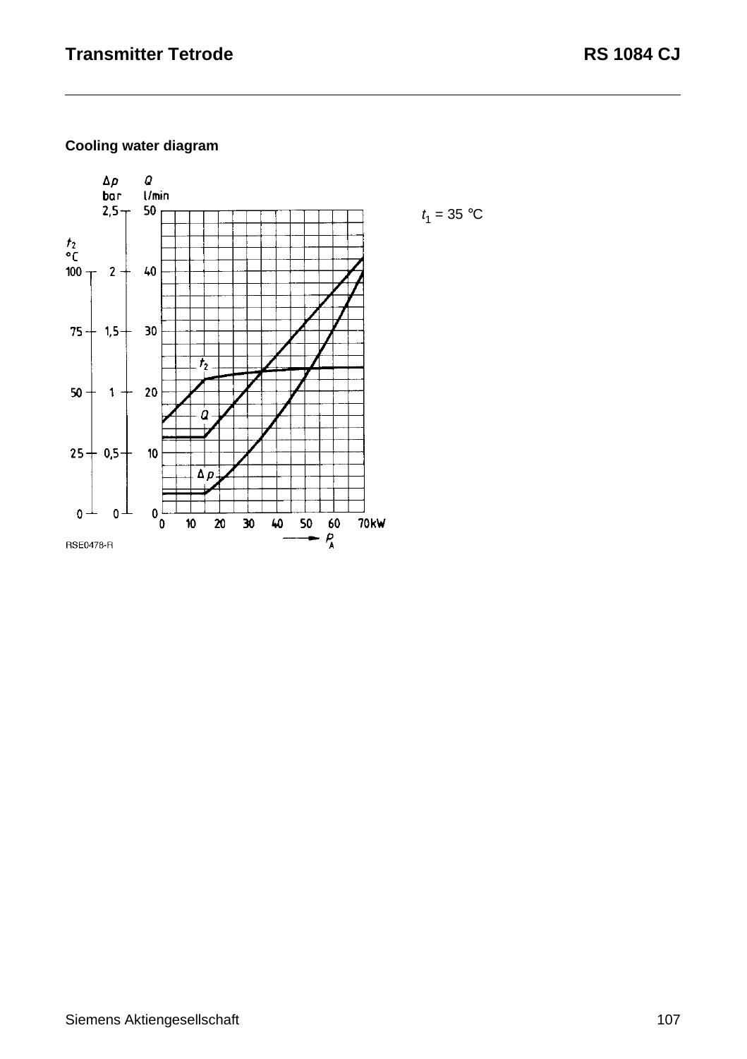## Cooling water diagram

$t_1$ = 35 °C

RSE0478-R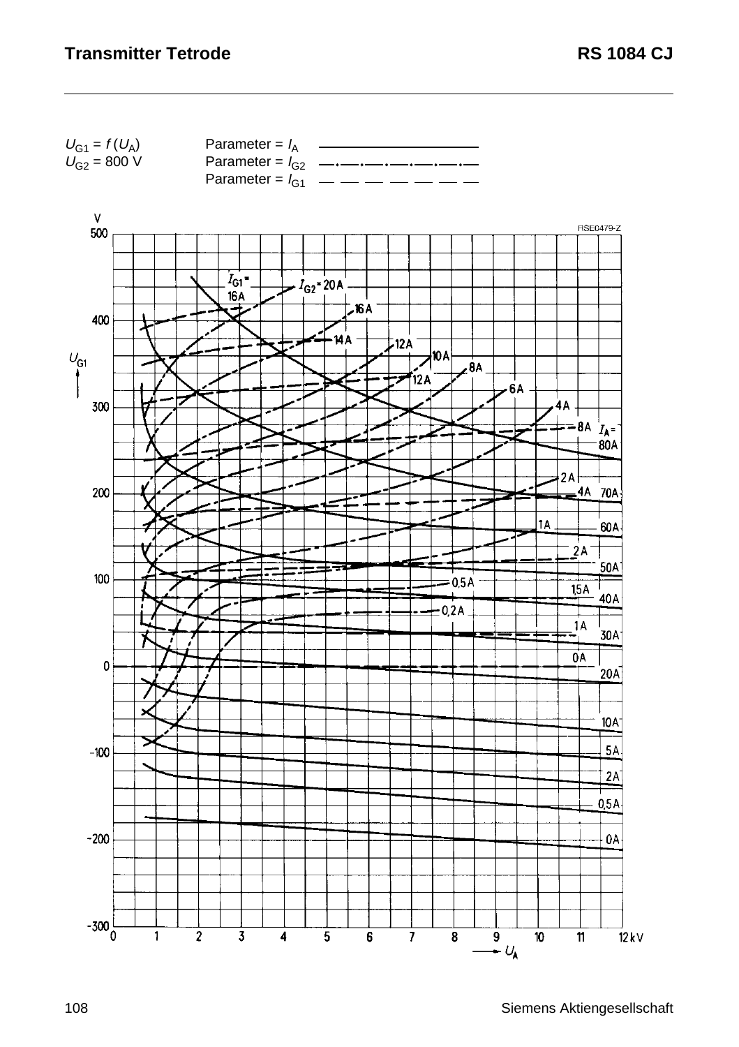$U_{G1} = f(U_A)$ Parameter = $I_A$ ————————

$U_{G2}$ = 800 V Parameter = $I_{G2}$ —·—·—·—·—·—

Parameter = $I_{G1}$ — — — — — — —

RSE0479-Z

$I_{G1}$ = 16A, 14A, 12A, 8A, 4A, 2A, 1.5A, 1A, 0A

$I_{G2}$ = 20A, 16A, 12A, 10A, 8A, 6A, 4A, 2A, 1A, 0.5A, 0.2A

$I_A$ = 80A, 70A, 60A, 50A, 40A, 30A, 20A, 10A, 5A, 2A, 0.5A, 0A

$U_{G1}$ (V): 500, 400, 300, 200, 100, 0, −100, −200, −300

$U_A$ (kV): 0, 1, 2, 3, 4, 5, 6, 7, 8, 9, 10, 11, 12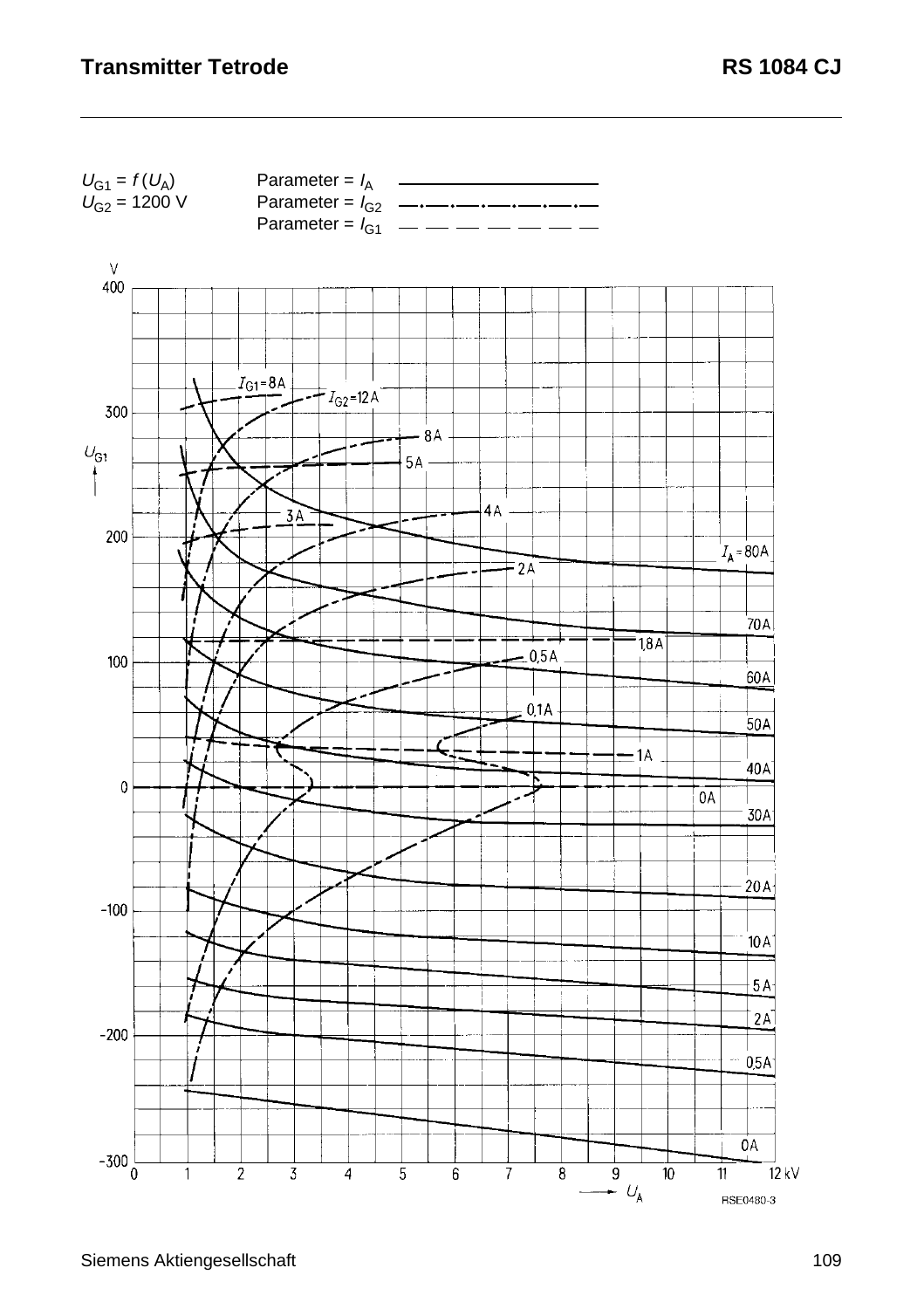$U_{G1} = f(U_A)$ Parameter = $I_A$ ————————

$U_{G2}$ = 1200 V Parameter = $I_{G2}$ —·—·—·—·—·—

Parameter = $I_{G1}$ — — — — — — —

RSE0480-3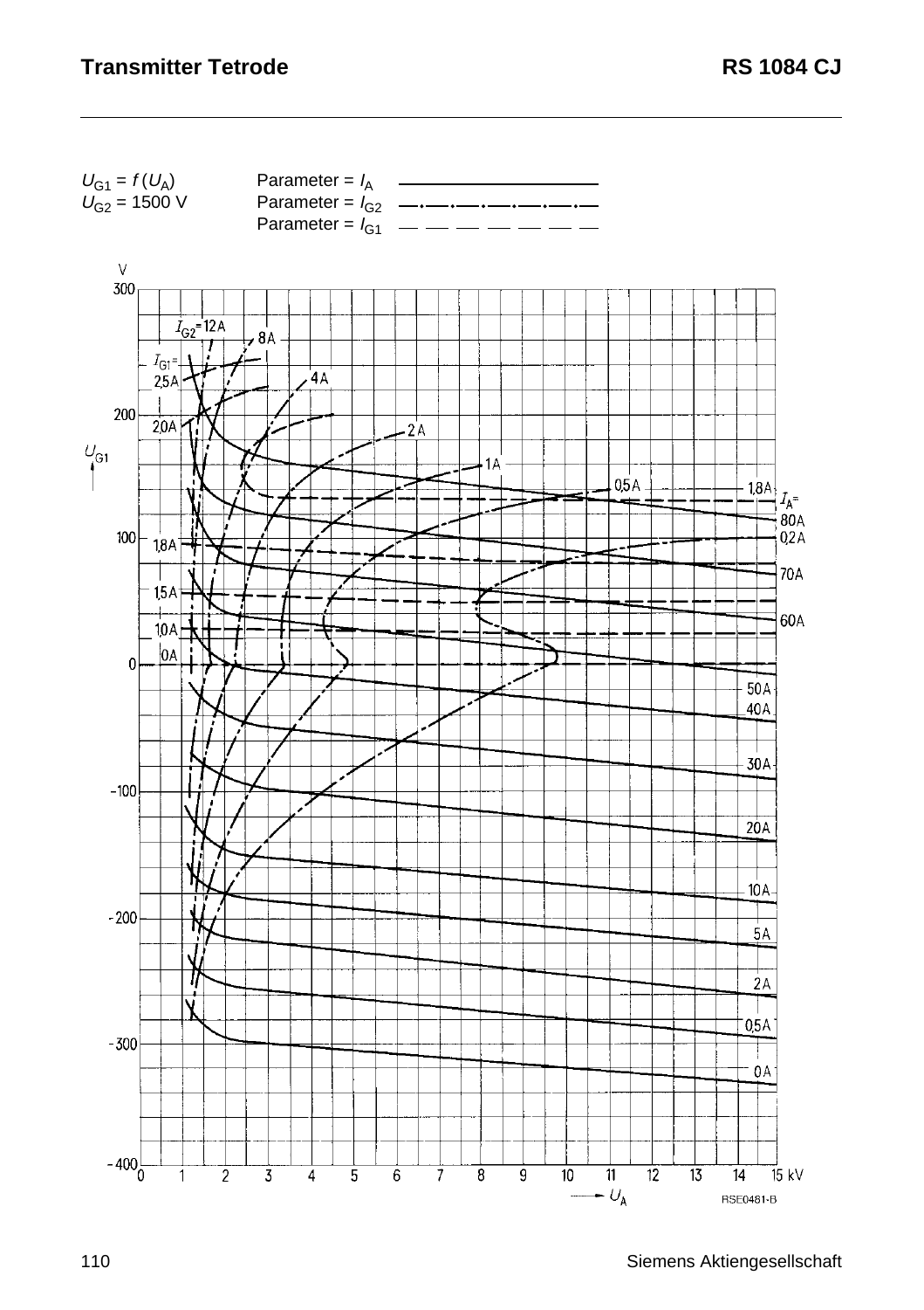$U_{G1} = f(U_A)$ Parameter = $I_A$

$U_{G2}$ = 1500 V Parameter = $I_{G2}$

Parameter = $I_{G1}$

V

300

200

$U_{G1}$

100

0

-100

-200

-300

-400

$I_{G2}$ = 12 A

8 A

4 A

2 A

1 A

0,5 A

$I_{G1}$ =

2,5 A

2,0 A

1,8 A

1,5 A

1,0 A

0 A

1,8 A

0,2 A

$I_A$ =

80 A

70 A

60 A

50 A

40 A

30 A

20 A

10 A

5 A

2 A

0,5 A

0 A

0 1 2 3 4 5 6 7 8 9 10 11 12 13 14 15 kV

$U_A$

RSE0481-B